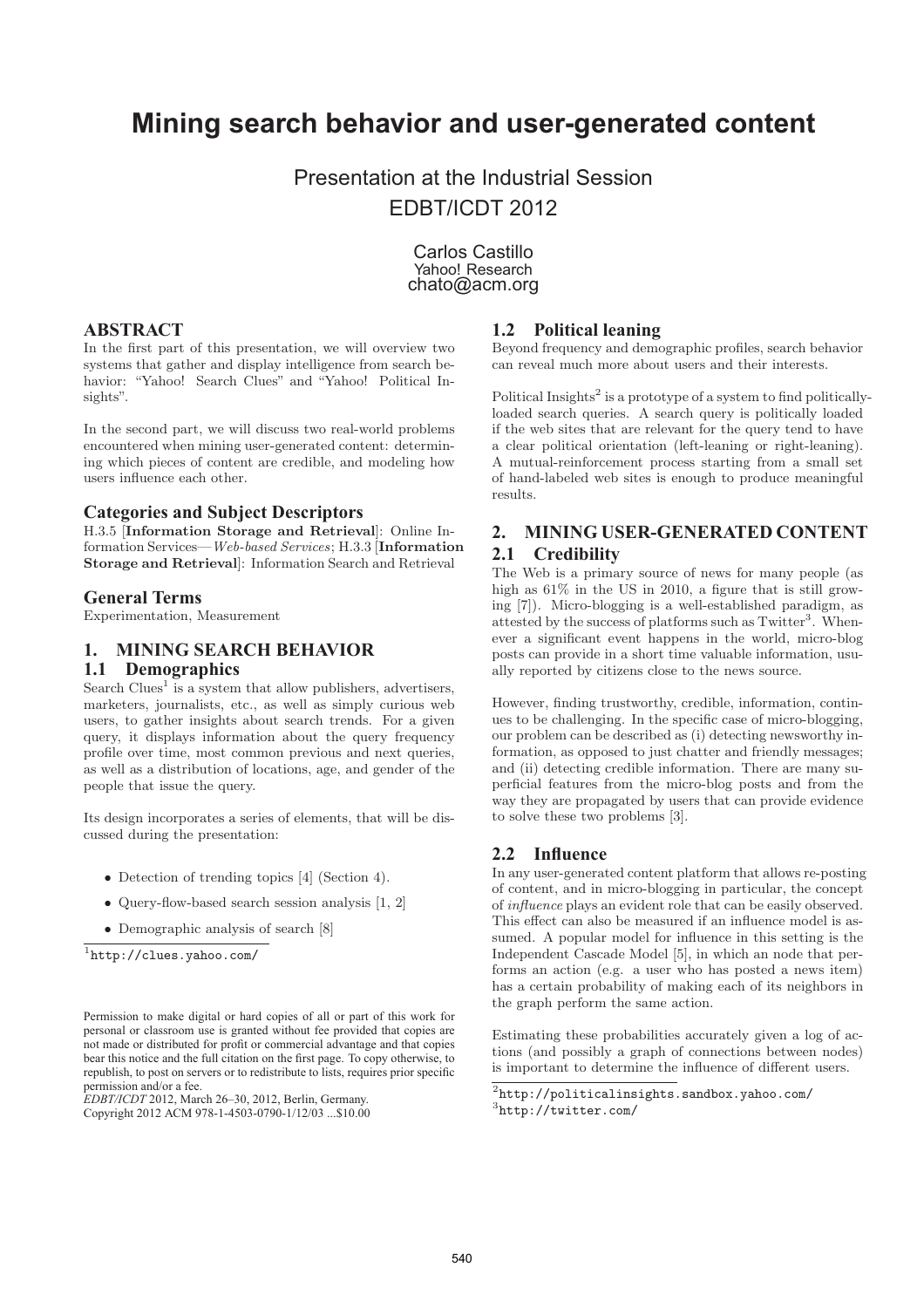# Mining search behavior and user-generated content

Presentation at the Industrial Session
EDBT/ICDT 2012

Carlos Castillo
Yahoo! Research
chato@acm.org

## ABSTRACT

In the first part of this presentation, we will overview two systems that gather and display intelligence from search behavior: "Yahoo! Search Clues" and "Yahoo! Political Insights".

In the second part, we will discuss two real-world problems encountered when mining user-generated content: determining which pieces of content are credible, and modeling how users influence each other.

### Categories and Subject Descriptors

H.3.5 [**Information Storage and Retrieval**]: Online Information Services—*Web-based Services*; H.3.3 [**Information Storage and Retrieval**]: Information Search and Retrieval

### General Terms

Experimentation, Measurement

## 1. MINING SEARCH BEHAVIOR

### 1.1 Demographics

Search Clues[1] is a system that allow publishers, advertisers, marketers, journalists, etc., as well as simply curious web users, to gather insights about search trends. For a given query, it displays information about the query frequency profile over time, most common previous and next queries, as well as a distribution of locations, age, and gender of the people that issue the query.

Its design incorporates a series of elements, that will be discussed during the presentation:

- Detection of trending topics [4] (Section 4).
- Query-flow-based search session analysis [1, 2]
- Demographic analysis of search [8]

[1] http://clues.yahoo.com/

Permission to make digital or hard copies of all or part of this work for personal or classroom use is granted without fee provided that copies are not made or distributed for profit or commercial advantage and that copies bear this notice and the full citation on the first page. To copy otherwise, to republish, to post on servers or to redistribute to lists, requires prior specific permission and/or a fee.
*EDBT/ICDT* 2012, March 26–30, 2012, Berlin, Germany.
Copyright 2012 ACM 978-1-4503-0790-1/12/03 ...$10.00

### 1.2 Political leaning

Beyond frequency and demographic profiles, search behavior can reveal much more about users and their interests.

Political Insights[2] is a prototype of a system to find politically-loaded search queries. A search query is politically loaded if the web sites that are relevant for the query tend to have a clear political orientation (left-leaning or right-leaning). A mutual-reinforcement process starting from a small set of hand-labeled web sites is enough to produce meaningful results.

## 2. MINING USER-GENERATED CONTENT

### 2.1 Credibility

The Web is a primary source of news for many people (as high as 61% in the US in 2010, a figure that is still growing [7]). Micro-blogging is a well-established paradigm, as attested by the success of platforms such as Twitter[3]. Whenever a significant event happens in the world, micro-blog posts can provide in a short time valuable information, usually reported by citizens close to the news source.

However, finding trustworthy, credible, information, continues to be challenging. In the specific case of micro-blogging, our problem can be described as (i) detecting newsworthy information, as opposed to just chatter and friendly messages; and (ii) detecting credible information. There are many superficial features from the micro-blog posts and from the way they are propagated by users that can provide evidence to solve these two problems [3].

### 2.2 Influence

In any user-generated content platform that allows re-posting of content, and in micro-blogging in particular, the concept of *influence* plays an evident role that can be easily observed. This effect can also be measured if an influence model is assumed. A popular model for influence in this setting is the Independent Cascade Model [5], in which an node that performs an action (e.g. a user who has posted a news item) has a certain probability of making each of its neighbors in the graph perform the same action.

Estimating these probabilities accurately given a log of actions (and possibly a graph of connections between nodes) is important to determine the influence of different users.

[2] http://politicalinsights.sandbox.yahoo.com/
[3] http://twitter.com/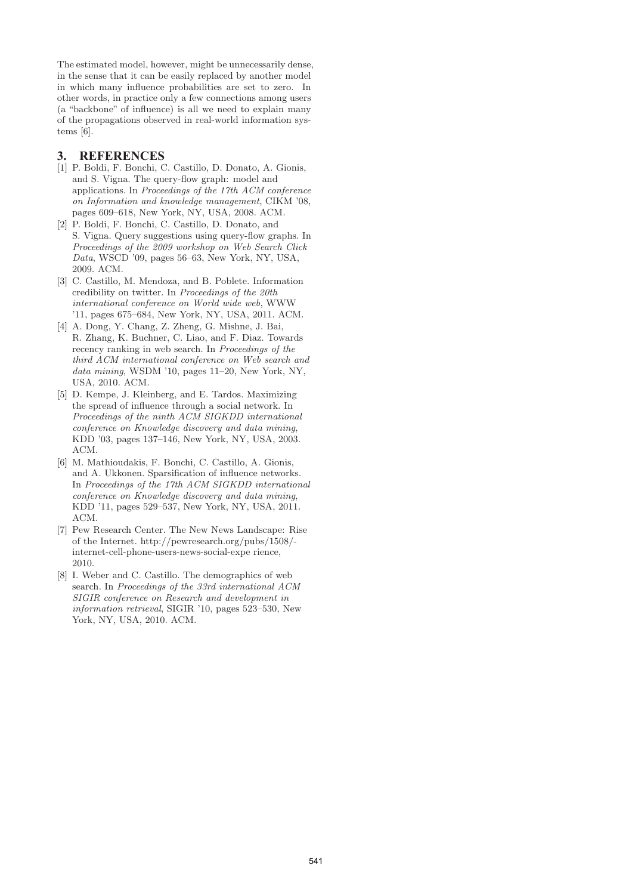The estimated model, however, might be unnecessarily dense, in the sense that it can be easily replaced by another model in which many influence probabilities are set to zero. In other words, in practice only a few connections among users (a "backbone" of influence) is all we need to explain many of the propagations observed in real-world information systems [6].

## 3. REFERENCES

[1] P. Boldi, F. Bonchi, C. Castillo, D. Donato, A. Gionis, and S. Vigna. The query-flow graph: model and applications. In *Proceedings of the 17th ACM conference on Information and knowledge management*, CIKM '08, pages 609–618, New York, NY, USA, 2008. ACM.

[2] P. Boldi, F. Bonchi, C. Castillo, D. Donato, and S. Vigna. Query suggestions using query-flow graphs. In *Proceedings of the 2009 workshop on Web Search Click Data*, WSCD '09, pages 56–63, New York, NY, USA, 2009. ACM.

[3] C. Castillo, M. Mendoza, and B. Poblete. Information credibility on twitter. In *Proceedings of the 20th international conference on World wide web*, WWW '11, pages 675–684, New York, NY, USA, 2011. ACM.

[4] A. Dong, Y. Chang, Z. Zheng, G. Mishne, J. Bai, R. Zhang, K. Buchner, C. Liao, and F. Diaz. Towards recency ranking in web search. In *Proceedings of the third ACM international conference on Web search and data mining*, WSDM '10, pages 11–20, New York, NY, USA, 2010. ACM.

[5] D. Kempe, J. Kleinberg, and E. Tardos. Maximizing the spread of influence through a social network. In *Proceedings of the ninth ACM SIGKDD international conference on Knowledge discovery and data mining*, KDD '03, pages 137–146, New York, NY, USA, 2003. ACM.

[6] M. Mathioudakis, F. Bonchi, C. Castillo, A. Gionis, and A. Ukkonen. Sparsification of influence networks. In *Proceedings of the 17th ACM SIGKDD international conference on Knowledge discovery and data mining*, KDD '11, pages 529–537, New York, NY, USA, 2011. ACM.

[7] Pew Research Center. The New News Landscape: Rise of the Internet. http://pewresearch.org/pubs/1508/-internet-cell-phone-users-news-social-expe rience, 2010.

[8] I. Weber and C. Castillo. The demographics of web search. In *Proceedings of the 33rd international ACM SIGIR conference on Research and development in information retrieval*, SIGIR '10, pages 523–530, New York, NY, USA, 2010. ACM.